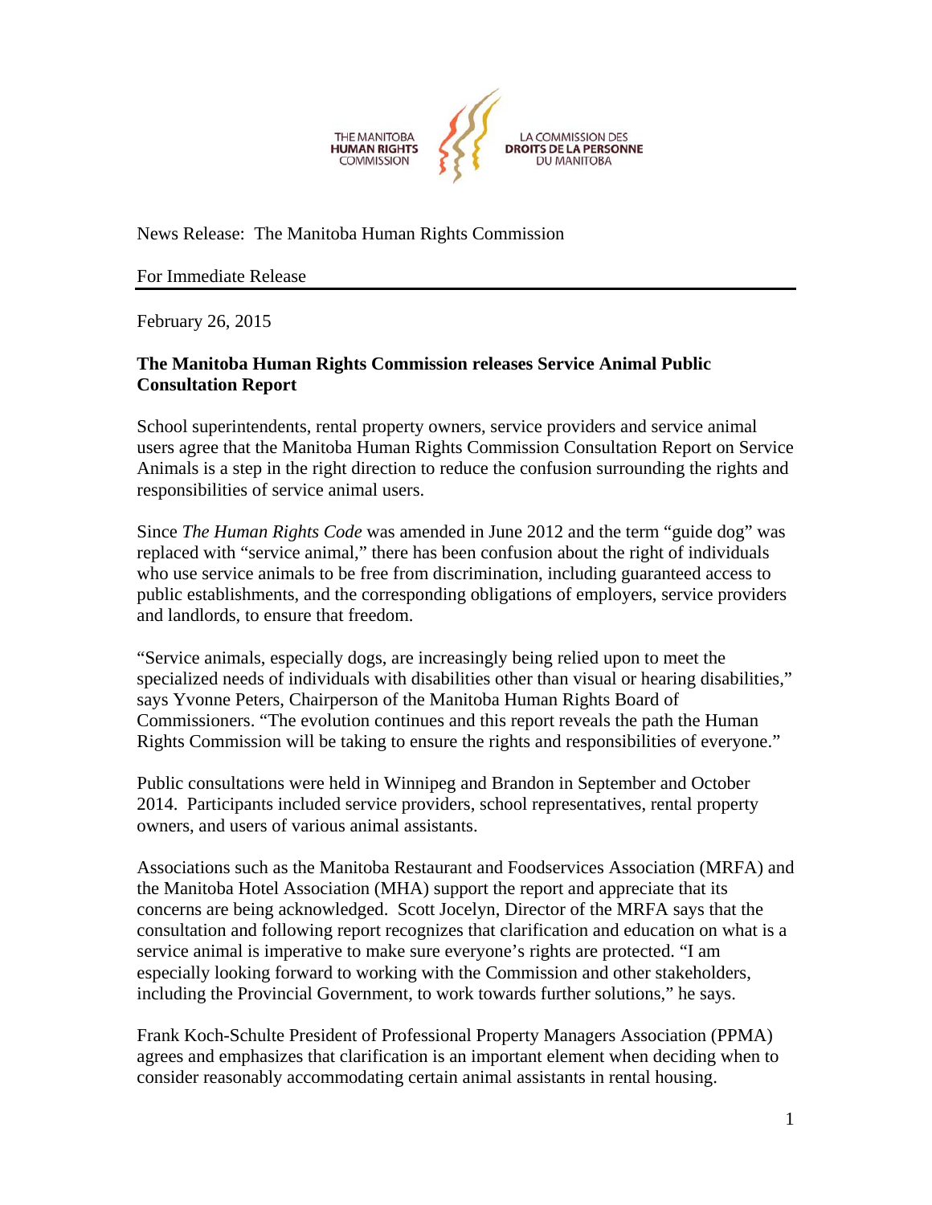THE MANITOBA **HUMAN RIGHTS** COMMISSION

LA COMMISSION DES **DROITS DE LA PERSONNE** DU MANITOBA

News Release: The Manitoba Human Rights Commission

For Immediate Release

February 26, 2015

**The Manitoba Human Rights Commission releases Service Animal Public Consultation Report**

School superintendents, rental property owners, service providers and service animal users agree that the Manitoba Human Rights Commission Consultation Report on Service Animals is a step in the right direction to reduce the confusion surrounding the rights and responsibilities of service animal users.

Since *The Human Rights Code* was amended in June 2012 and the term "guide dog" was replaced with "service animal," there has been confusion about the right of individuals who use service animals to be free from discrimination, including guaranteed access to public establishments, and the corresponding obligations of employers, service providers and landlords, to ensure that freedom.

"Service animals, especially dogs, are increasingly being relied upon to meet the specialized needs of individuals with disabilities other than visual or hearing disabilities," says Yvonne Peters, Chairperson of the Manitoba Human Rights Board of Commissioners. "The evolution continues and this report reveals the path the Human Rights Commission will be taking to ensure the rights and responsibilities of everyone."

Public consultations were held in Winnipeg and Brandon in September and October 2014. Participants included service providers, school representatives, rental property owners, and users of various animal assistants.

Associations such as the Manitoba Restaurant and Foodservices Association (MRFA) and the Manitoba Hotel Association (MHA) support the report and appreciate that its concerns are being acknowledged. Scott Jocelyn, Director of the MRFA says that the consultation and following report recognizes that clarification and education on what is a service animal is imperative to make sure everyone's rights are protected. "I am especially looking forward to working with the Commission and other stakeholders, including the Provincial Government, to work towards further solutions," he says.

Frank Koch-Schulte President of Professional Property Managers Association (PPMA) agrees and emphasizes that clarification is an important element when deciding when to consider reasonably accommodating certain animal assistants in rental housing.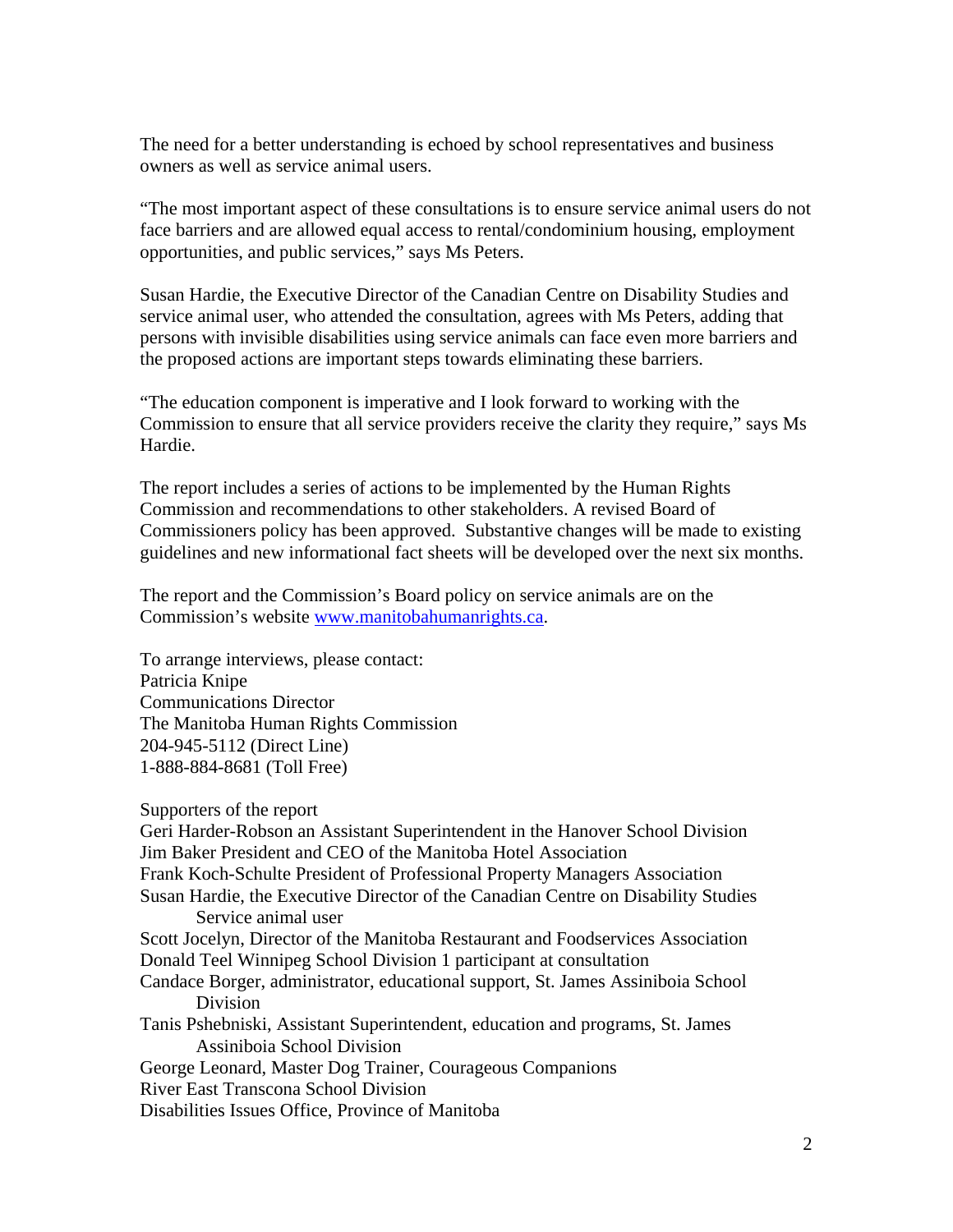The need for a better understanding is echoed by school representatives and business owners as well as service animal users.

"The most important aspect of these consultations is to ensure service animal users do not face barriers and are allowed equal access to rental/condominium housing, employment opportunities, and public services," says Ms Peters.

Susan Hardie, the Executive Director of the Canadian Centre on Disability Studies and service animal user, who attended the consultation, agrees with Ms Peters, adding that persons with invisible disabilities using service animals can face even more barriers and the proposed actions are important steps towards eliminating these barriers.

"The education component is imperative and I look forward to working with the Commission to ensure that all service providers receive the clarity they require," says Ms Hardie.

The report includes a series of actions to be implemented by the Human Rights Commission and recommendations to other stakeholders. A revised Board of Commissioners policy has been approved. Substantive changes will be made to existing guidelines and new informational fact sheets will be developed over the next six months.

The report and the Commission's Board policy on service animals are on the Commission's website [www.manitobahumanrights.ca](http://www.manitobahumanrights.ca).

To arrange interviews, please contact:
Patricia Knipe
Communications Director
The Manitoba Human Rights Commission
204-945-5112 (Direct Line)
1-888-884-8681 (Toll Free)

Supporters of the report
Geri Harder-Robson an Assistant Superintendent in the Hanover School Division
Jim Baker President and CEO of the Manitoba Hotel Association
Frank Koch-Schulte President of Professional Property Managers Association
Susan Hardie, the Executive Director of the Canadian Centre on Disability Studies Service animal user
Scott Jocelyn, Director of the Manitoba Restaurant and Foodservices Association
Donald Teel Winnipeg School Division 1 participant at consultation
Candace Borger, administrator, educational support, St. James Assiniboia School Division
Tanis Pshebniski, Assistant Superintendent, education and programs, St. James Assiniboia School Division
George Leonard, Master Dog Trainer, Courageous Companions
River East Transcona School Division
Disabilities Issues Office, Province of Manitoba